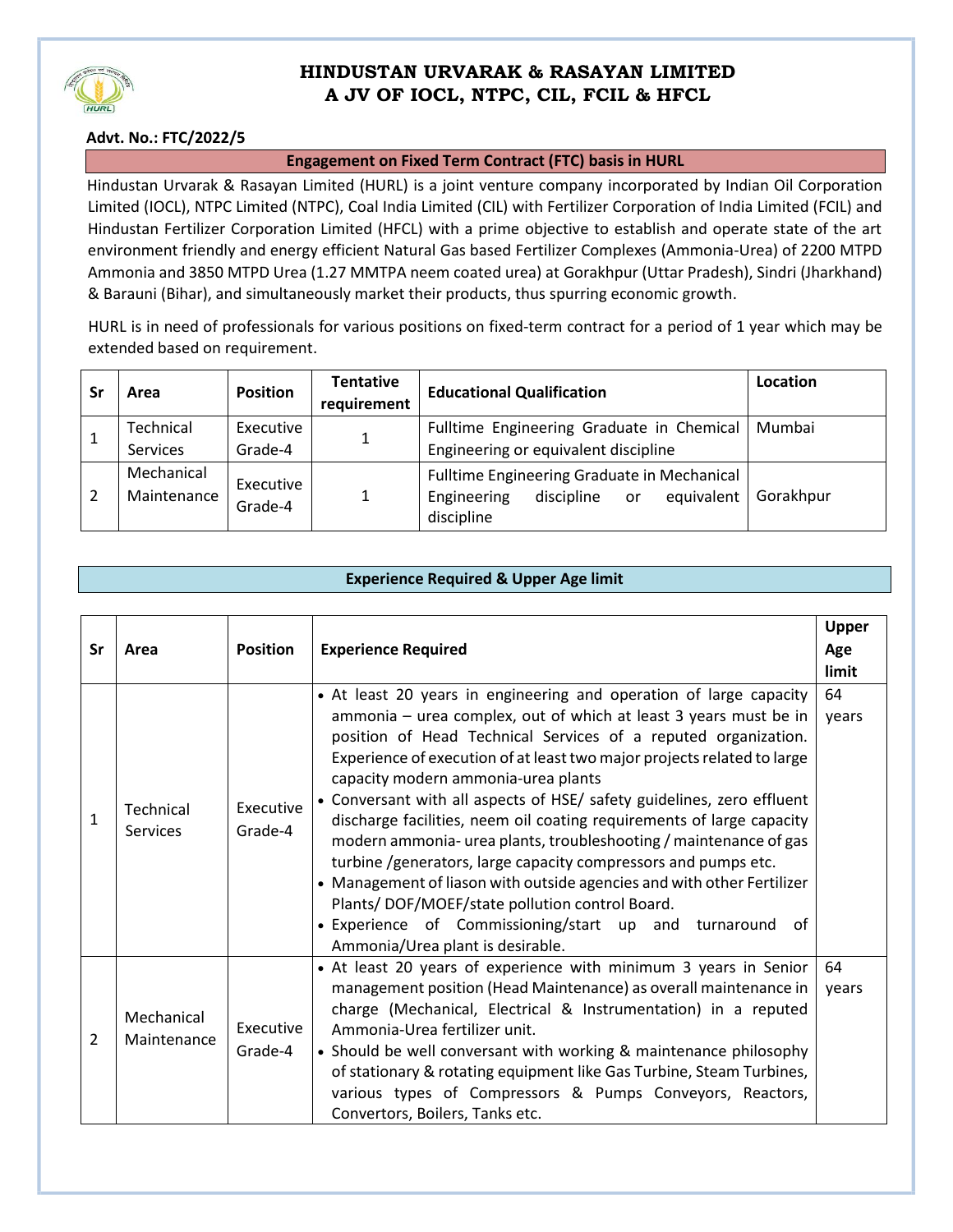# HINDUSTAN URVARAK & RASAYAN LIMITED
## A JV OF IOCL, NTPC, CIL, FCIL & HFCL

**Advt. No.: FTC/2022/5**

**Engagement on Fixed Term Contract (FTC) basis in HURL**

Hindustan Urvarak & Rasayan Limited (HURL) is a joint venture company incorporated by Indian Oil Corporation Limited (IOCL), NTPC Limited (NTPC), Coal India Limited (CIL) with Fertilizer Corporation of India Limited (FCIL) and Hindustan Fertilizer Corporation Limited (HFCL) with a prime objective to establish and operate state of the art environment friendly and energy efficient Natural Gas based Fertilizer Complexes (Ammonia-Urea) of 2200 MTPD Ammonia and 3850 MTPD Urea (1.27 MMTPA neem coated urea) at Gorakhpur (Uttar Pradesh), Sindri (Jharkhand) & Barauni (Bihar), and simultaneously market their products, thus spurring economic growth.

HURL is in need of professionals for various positions on fixed-term contract for a period of 1 year which may be extended based on requirement.

| Sr | Area | Position | Tentative requirement | Educational Qualification | Location |
|---|---|---|---|---|---|
| 1 | Technical Services | Executive Grade-4 | 1 | Fulltime Engineering Graduate in Chemical Engineering or equivalent discipline | Mumbai |
| 2 | Mechanical Maintenance | Executive Grade-4 | 1 | Fulltime Engineering Graduate in Mechanical Engineering discipline or equivalent discipline | Gorakhpur |

**Experience Required & Upper Age limit**

| Sr | Area | Position | Experience Required | Upper Age limit |
|---|---|---|---|---|
| 1 | Technical Services | Executive Grade-4 | • At least 20 years in engineering and operation of large capacity ammonia – urea complex, out of which at least 3 years must be in position of Head Technical Services of a reputed organization. Experience of execution of at least two major projects related to large capacity modern ammonia-urea plants<br>• Conversant with all aspects of HSE/ safety guidelines, zero effluent discharge facilities, neem oil coating requirements of large capacity modern ammonia- urea plants, troubleshooting / maintenance of gas turbine /generators, large capacity compressors and pumps etc.<br>• Management of liason with outside agencies and with other Fertilizer Plants/ DOF/MOEF/state pollution control Board.<br>• Experience of Commissioning/start up and turnaround of Ammonia/Urea plant is desirable. | 64 years |
| 2 | Mechanical Maintenance | Executive Grade-4 | • At least 20 years of experience with minimum 3 years in Senior management position (Head Maintenance) as overall maintenance in charge (Mechanical, Electrical & Instrumentation) in a reputed Ammonia-Urea fertilizer unit.<br>• Should be well conversant with working & maintenance philosophy of stationary & rotating equipment like Gas Turbine, Steam Turbines, various types of Compressors & Pumps Conveyors, Reactors, Convertors, Boilers, Tanks etc. | 64 years |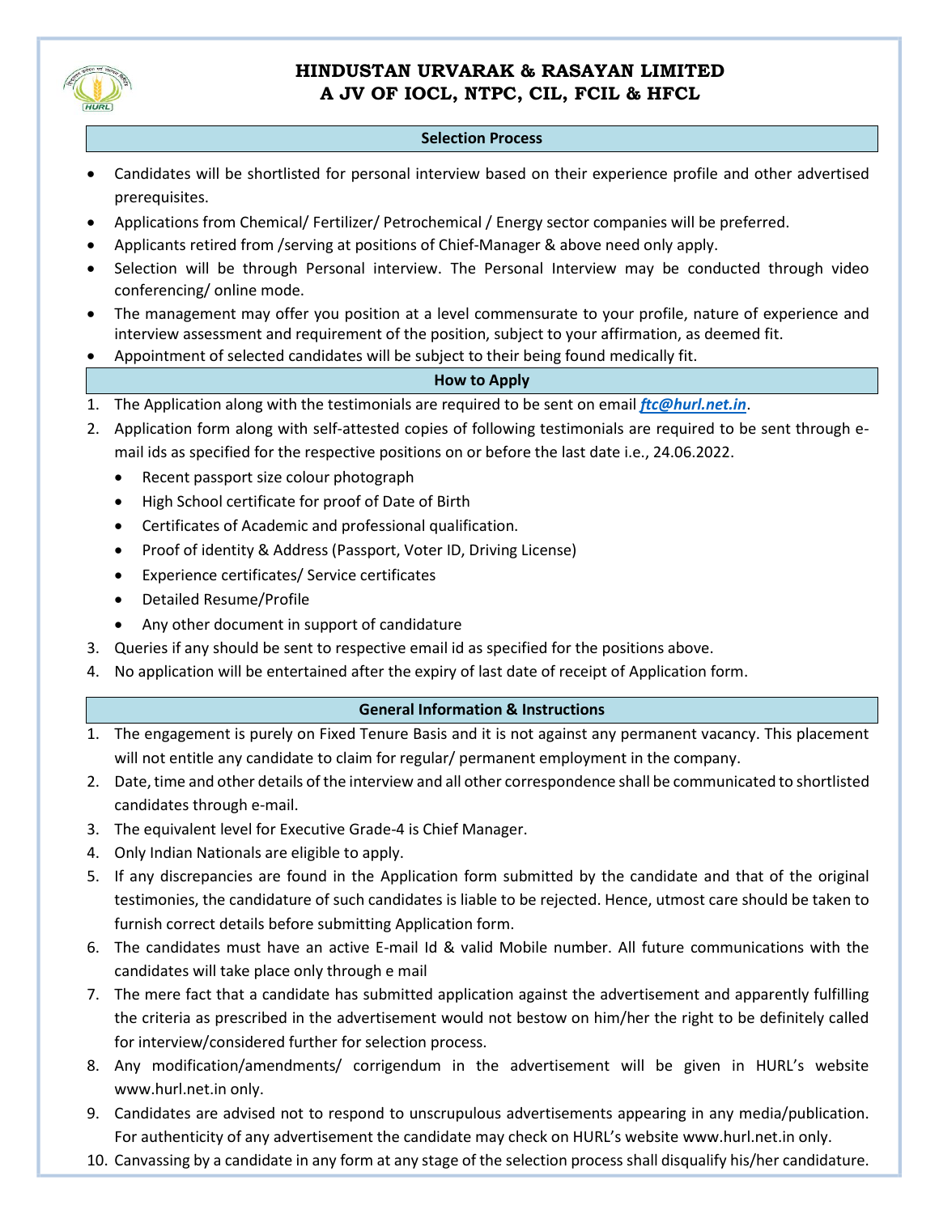# HINDUSTAN URVARAK & RASAYAN LIMITED
## A JV OF IOCL, NTPC, CIL, FCIL & HFCL

### Selection Process

- Candidates will be shortlisted for personal interview based on their experience profile and other advertised prerequisites.
- Applications from Chemical/ Fertilizer/ Petrochemical / Energy sector companies will be preferred.
- Applicants retired from /serving at positions of Chief-Manager & above need only apply.
- Selection will be through Personal interview. The Personal Interview may be conducted through video conferencing/ online mode.
- The management may offer you position at a level commensurate to your profile, nature of experience and interview assessment and requirement of the position, subject to your affirmation, as deemed fit.
- Appointment of selected candidates will be subject to their being found medically fit.

### How to Apply

1. The Application along with the testimonials are required to be sent on email ***ftc@hurl.net.in***.
2. Application form along with self-attested copies of following testimonials are required to be sent through e-mail ids as specified for the respective positions on or before the last date i.e., 24.06.2022.
   - Recent passport size colour photograph
   - High School certificate for proof of Date of Birth
   - Certificates of Academic and professional qualification.
   - Proof of identity & Address (Passport, Voter ID, Driving License)
   - Experience certificates/ Service certificates
   - Detailed Resume/Profile
   - Any other document in support of candidature
3. Queries if any should be sent to respective email id as specified for the positions above.
4. No application will be entertained after the expiry of last date of receipt of Application form.

### General Information & Instructions

1. The engagement is purely on Fixed Tenure Basis and it is not against any permanent vacancy. This placement will not entitle any candidate to claim for regular/ permanent employment in the company.
2. Date, time and other details of the interview and all other correspondence shall be communicated to shortlisted candidates through e-mail.
3. The equivalent level for Executive Grade-4 is Chief Manager.
4. Only Indian Nationals are eligible to apply.
5. If any discrepancies are found in the Application form submitted by the candidate and that of the original testimonies, the candidature of such candidates is liable to be rejected. Hence, utmost care should be taken to furnish correct details before submitting Application form.
6. The candidates must have an active E-mail Id & valid Mobile number. All future communications with the candidates will take place only through e mail
7. The mere fact that a candidate has submitted application against the advertisement and apparently fulfilling the criteria as prescribed in the advertisement would not bestow on him/her the right to be definitely called for interview/considered further for selection process.
8. Any modification/amendments/ corrigendum in the advertisement will be given in HURL's website www.hurl.net.in only.
9. Candidates are advised not to respond to unscrupulous advertisements appearing in any media/publication. For authenticity of any advertisement the candidate may check on HURL's website www.hurl.net.in only.
10. Canvassing by a candidate in any form at any stage of the selection process shall disqualify his/her candidature.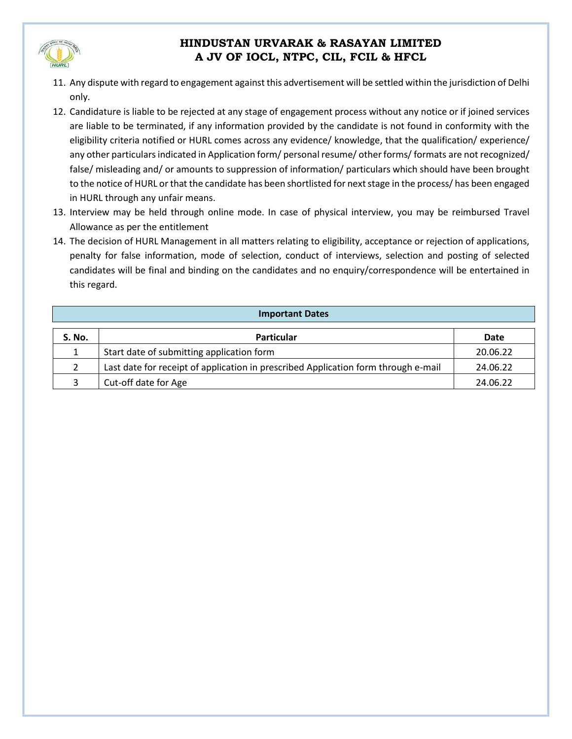11. Any dispute with regard to engagement against this advertisement will be settled within the jurisdiction of Delhi only.
12. Candidature is liable to be rejected at any stage of engagement process without any notice or if joined services are liable to be terminated, if any information provided by the candidate is not found in conformity with the eligibility criteria notified or HURL comes across any evidence/ knowledge, that the qualification/ experience/ any other particulars indicated in Application form/ personal resume/ other forms/ formats are not recognized/ false/ misleading and/ or amounts to suppression of information/ particulars which should have been brought to the notice of HURL or that the candidate has been shortlisted for next stage in the process/ has been engaged in HURL through any unfair means.
13. Interview may be held through online mode. In case of physical interview, you may be reimbursed Travel Allowance as per the entitlement
14. The decision of HURL Management in all matters relating to eligibility, acceptance or rejection of applications, penalty for false information, mode of selection, conduct of interviews, selection and posting of selected candidates will be final and binding on the candidates and no enquiry/correspondence will be entertained in this regard.

**Important Dates**

| S. No. | Particular | Date |
|---|---|---|
| 1 | Start date of submitting application form | 20.06.22 |
| 2 | Last date for receipt of application in prescribed Application form through e-mail | 24.06.22 |
| 3 | Cut-off date for Age | 24.06.22 |